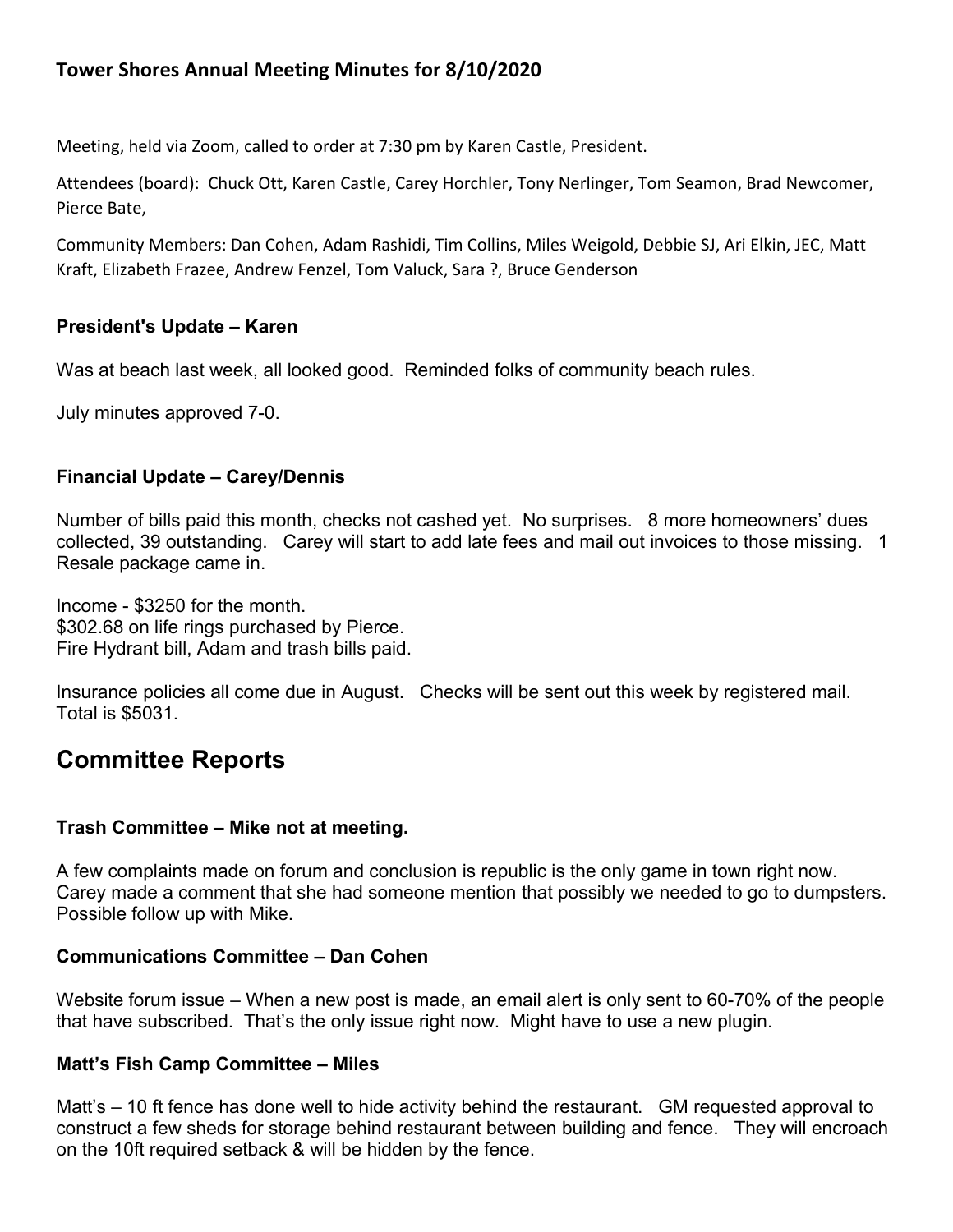## Tower Shores Annual Meeting Minutes for 8/10/2020

Meeting, held via Zoom, called to order at 7:30 pm by Karen Castle, President.

Attendees (board): Chuck Ott, Karen Castle, Carey Horchler, Tony Nerlinger, Tom Seamon, Brad Newcomer, Pierce Bate,

Community Members: Dan Cohen, Adam Rashidi, Tim Collins, Miles Weigold, Debbie SJ, Ari Elkin, JEC, Matt Kraft, Elizabeth Frazee, Andrew Fenzel, Tom Valuck, Sara ?, Bruce Genderson

### President's Update – Karen

Was at beach last week, all looked good. Reminded folks of community beach rules.

July minutes approved 7-0.

### Financial Update – Carey/Dennis

Number of bills paid this month, checks not cashed yet. No surprises. 8 more homeowners' dues collected, 39 outstanding. Carey will start to add late fees and mail out invoices to those missing. 1 Resale package came in.

Income - $3250 for the month.
$302.68 on life rings purchased by Pierce.
Fire Hydrant bill, Adam and trash bills paid.

Insurance policies all come due in August. Checks will be sent out this week by registered mail. Total is $5031.

# Committee Reports

### Trash Committee – Mike not at meeting.

A few complaints made on forum and conclusion is republic is the only game in town right now. Carey made a comment that she had someone mention that possibly we needed to go to dumpsters. Possible follow up with Mike.

### Communications Committee – Dan Cohen

Website forum issue – When a new post is made, an email alert is only sent to 60-70% of the people that have subscribed. That's the only issue right now. Might have to use a new plugin.

### Matt's Fish Camp Committee – Miles

Matt's – 10 ft fence has done well to hide activity behind the restaurant. GM requested approval to construct a few sheds for storage behind restaurant between building and fence. They will encroach on the 10ft required setback & will be hidden by the fence.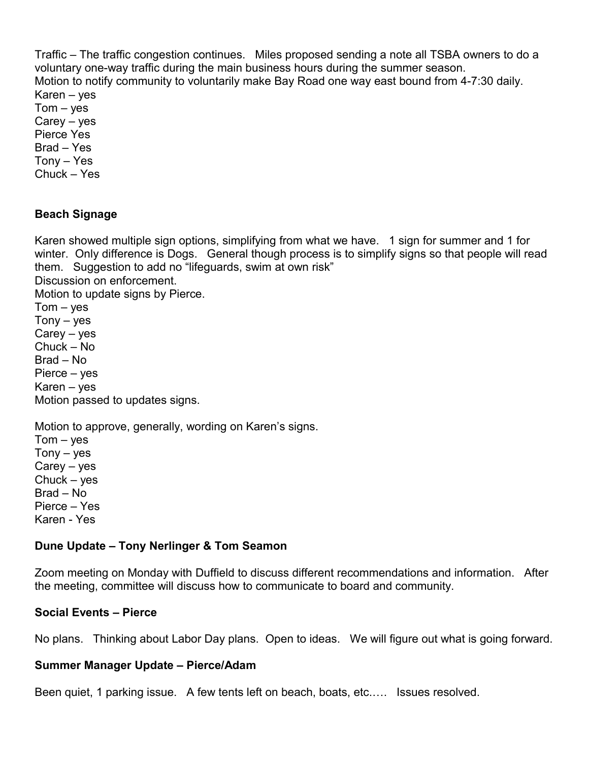Traffic – The traffic congestion continues. Miles proposed sending a note all TSBA owners to do a voluntary one-way traffic during the main business hours during the summer season.
Motion to notify community to voluntarily make Bay Road one way east bound from 4-7:30 daily.
Karen – yes
Tom – yes
Carey – yes
Pierce Yes
Brad – Yes
Tony – Yes
Chuck – Yes

**Beach Signage**

Karen showed multiple sign options, simplifying from what we have. 1 sign for summer and 1 for winter. Only difference is Dogs. General though process is to simplify signs so that people will read them. Suggestion to add no "lifeguards, swim at own risk"
Discussion on enforcement.
Motion to update signs by Pierce.
Tom – yes
Tony – yes
Carey – yes
Chuck – No
Brad – No
Pierce – yes
Karen – yes
Motion passed to updates signs.

Motion to approve, generally, wording on Karen's signs.
Tom – yes
Tony – yes
Carey – yes
Chuck – yes
Brad – No
Pierce – Yes
Karen - Yes

**Dune Update – Tony Nerlinger & Tom Seamon**

Zoom meeting on Monday with Duffield to discuss different recommendations and information. After the meeting, committee will discuss how to communicate to board and community.

**Social Events – Pierce**

No plans. Thinking about Labor Day plans. Open to ideas. We will figure out what is going forward.

**Summer Manager Update – Pierce/Adam**

Been quiet, 1 parking issue. A few tents left on beach, boats, etc.…. Issues resolved.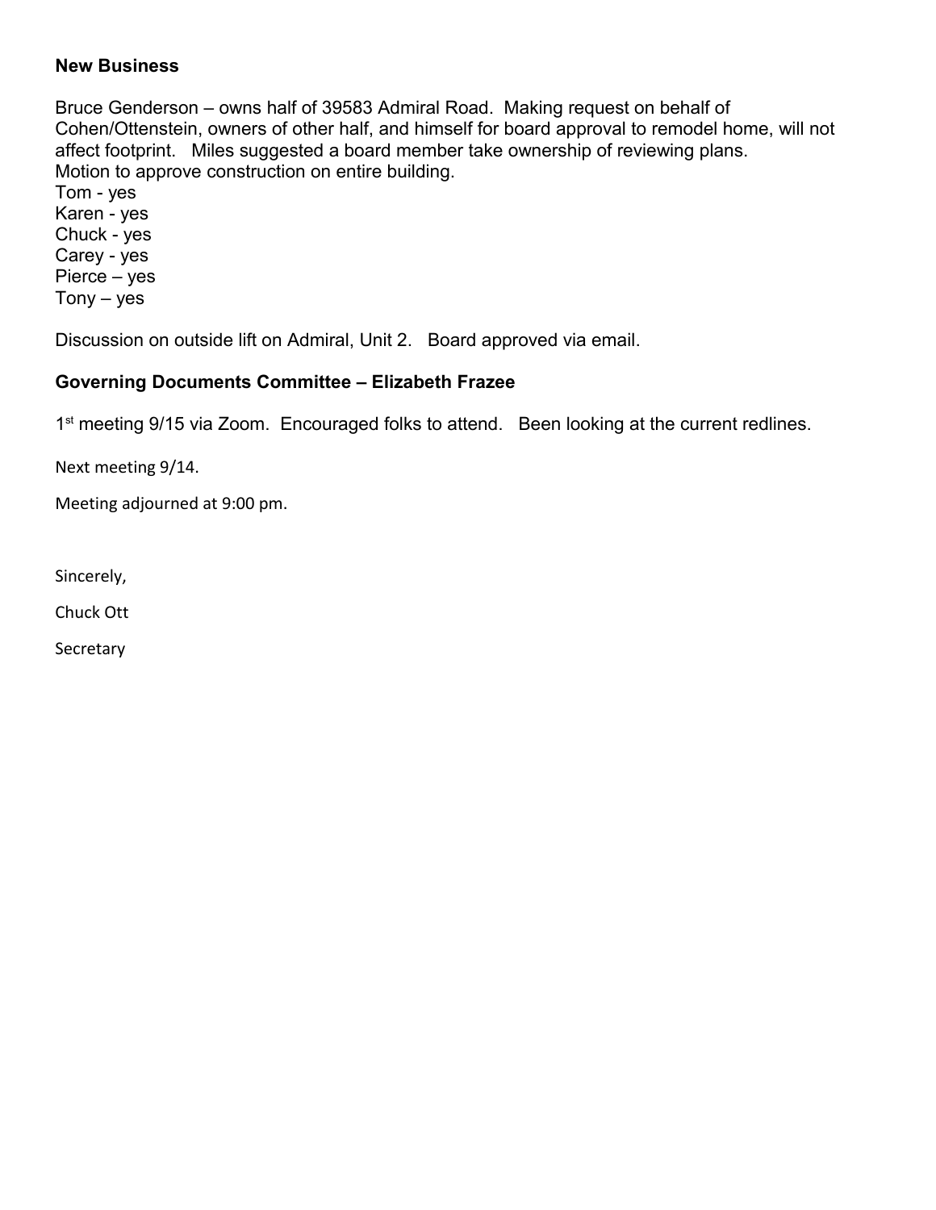**New Business**

Bruce Genderson – owns half of 39583 Admiral Road. Making request on behalf of Cohen/Ottenstein, owners of other half, and himself for board approval to remodel home, will not affect footprint. Miles suggested a board member take ownership of reviewing plans.
Motion to approve construction on entire building.
Tom - yes
Karen - yes
Chuck - yes
Carey - yes
Pierce – yes
Tony – yes

Discussion on outside lift on Admiral, Unit 2. Board approved via email.

**Governing Documents Committee – Elizabeth Frazee**

1st meeting 9/15 via Zoom. Encouraged folks to attend. Been looking at the current redlines.

Next meeting 9/14.

Meeting adjourned at 9:00 pm.

Sincerely,

Chuck Ott

Secretary